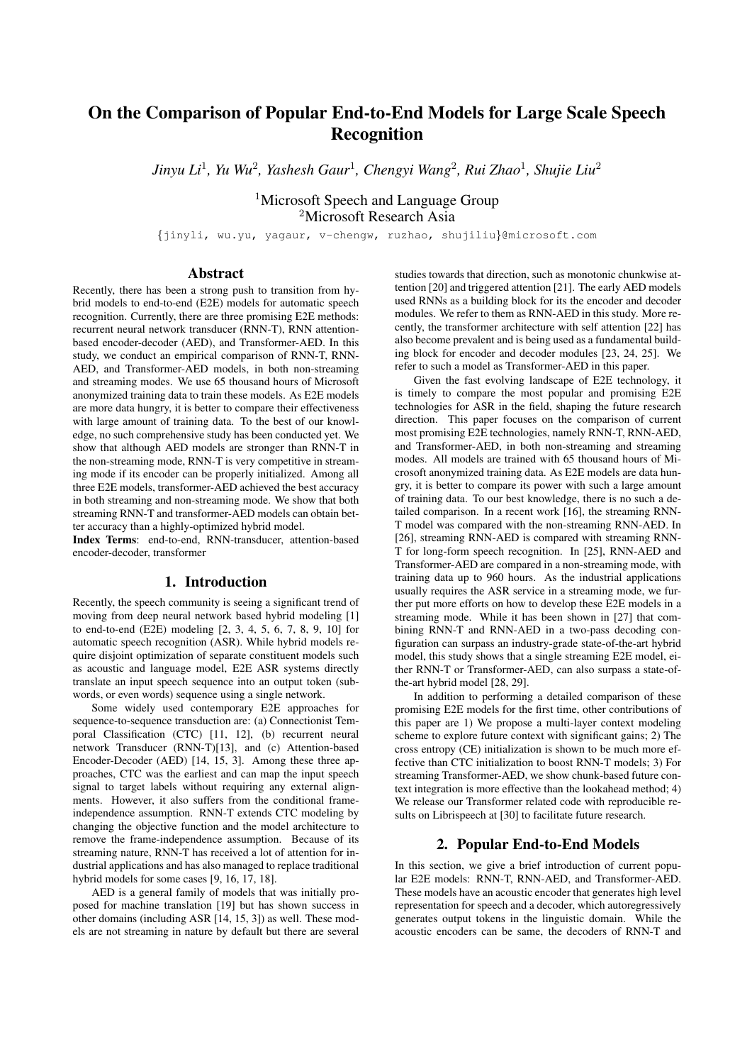# On the Comparison of Popular End-to-End Models for Large Scale Speech Recognition

*Jinyu Li*[1], *Yu Wu*[2], *Yashesh Gaur*[1], *Chengyi Wang*[2], *Rui Zhao*[1], *Shujie Liu*[2]

[1]Microsoft Speech and Language Group
[2]Microsoft Research Asia

{jinyli, wu.yu, yagaur, v-chengw, ruzhao, shujiliu}@microsoft.com

## Abstract

Recently, there has been a strong push to transition from hybrid models to end-to-end (E2E) models for automatic speech recognition. Currently, there are three promising E2E methods: recurrent neural network transducer (RNN-T), RNN attention-based encoder-decoder (AED), and Transformer-AED. In this study, we conduct an empirical comparison of RNN-T, RNN-AED, and Transformer-AED models, in both non-streaming and streaming modes. We use 65 thousand hours of Microsoft anonymized training data to train these models. As E2E models are more data hungry, it is better to compare their effectiveness with large amount of training data. To the best of our knowledge, no such comprehensive study has been conducted yet. We show that although AED models are stronger than RNN-T in the non-streaming mode, RNN-T is very competitive in streaming mode if its encoder can be properly initialized. Among all three E2E models, transformer-AED achieved the best accuracy in both streaming and non-streaming mode. We show that both streaming RNN-T and transformer-AED models can obtain better accuracy than a highly-optimized hybrid model.

**Index Terms**: end-to-end, RNN-transducer, attention-based encoder-decoder, transformer

## 1. Introduction

Recently, the speech community is seeing a significant trend of moving from deep neural network based hybrid modeling [1] to end-to-end (E2E) modeling [2, 3, 4, 5, 6, 7, 8, 9, 10] for automatic speech recognition (ASR). While hybrid models require disjoint optimization of separate constituent models such as acoustic and language model, E2E ASR systems directly translate an input speech sequence into an output token (subwords, or even words) sequence using a single network.

Some widely used contemporary E2E approaches for sequence-to-sequence transduction are: (a) Connectionist Temporal Classification (CTC) [11, 12], (b) recurrent neural network Transducer (RNN-T)[13], and (c) Attention-based Encoder-Decoder (AED) [14, 15, 3]. Among these three approaches, CTC was the earliest and can map the input speech signal to target labels without requiring any external alignments. However, it also suffers from the conditional frame-independence assumption. RNN-T extends CTC modeling by changing the objective function and the model architecture to remove the frame-independence assumption. Because of its streaming nature, RNN-T has received a lot of attention for industrial applications and has also managed to replace traditional hybrid models for some cases [9, 16, 17, 18].

AED is a general family of models that was initially proposed for machine translation [19] but has shown success in other domains (including ASR [14, 15, 3]) as well. These models are not streaming in nature by default but there are several studies towards that direction, such as monotonic chunkwise attention [20] and triggered attention [21]. The early AED models used RNNs as a building block for its the encoder and decoder modules. We refer to them as RNN-AED in this study. More recently, the transformer architecture with self attention [22] has also become prevalent and is being used as a fundamental building block for encoder and decoder modules [23, 24, 25]. We refer to such a model as Transformer-AED in this paper.

Given the fast evolving landscape of E2E technology, it is timely to compare the most popular and promising E2E technologies for ASR in the field, shaping the future research direction. This paper focuses on the comparison of current most promising E2E technologies, namely RNN-T, RNN-AED, and Transformer-AED, in both non-streaming and streaming modes. All models are trained with 65 thousand hours of Microsoft anonymized training data. As E2E models are data hungry, it is better to compare its power with such a large amount of training data. To our best knowledge, there is no such a detailed comparison. In a recent work [16], the streaming RNN-T model was compared with the non-streaming RNN-AED. In [26], streaming RNN-AED is compared with streaming RNN-T for long-form speech recognition. In [25], RNN-AED and Transformer-AED are compared in a non-streaming mode, with training data up to 960 hours. As the industrial applications usually requires the ASR service in a streaming mode, we further put more efforts on how to develop these E2E models in a streaming mode. While it has been shown in [27] that combining RNN-T and RNN-AED in a two-pass decoding configuration can surpass an industry-grade state-of-the-art hybrid model, this study shows that a single streaming E2E model, either RNN-T or Transformer-AED, can also surpass a state-of-the-art hybrid model [28, 29].

In addition to performing a detailed comparison of these promising E2E models for the first time, other contributions of this paper are 1) We propose a multi-layer context modeling scheme to explore future context with significant gains; 2) The cross entropy (CE) initialization is shown to be much more effective than CTC initialization to boost RNN-T models; 3) For streaming Transformer-AED, we show chunk-based future context integration is more effective than the lookahead method; 4) We release our Transformer related code with reproducible results on Librispeech at [30] to facilitate future research.

## 2. Popular End-to-End Models

In this section, we give a brief introduction of current popular E2E models: RNN-T, RNN-AED, and Transformer-AED. These models have an acoustic encoder that generates high level representation for speech and a decoder, which autoregressively generates output tokens in the linguistic domain. While the acoustic encoders can be same, the decoders of RNN-T and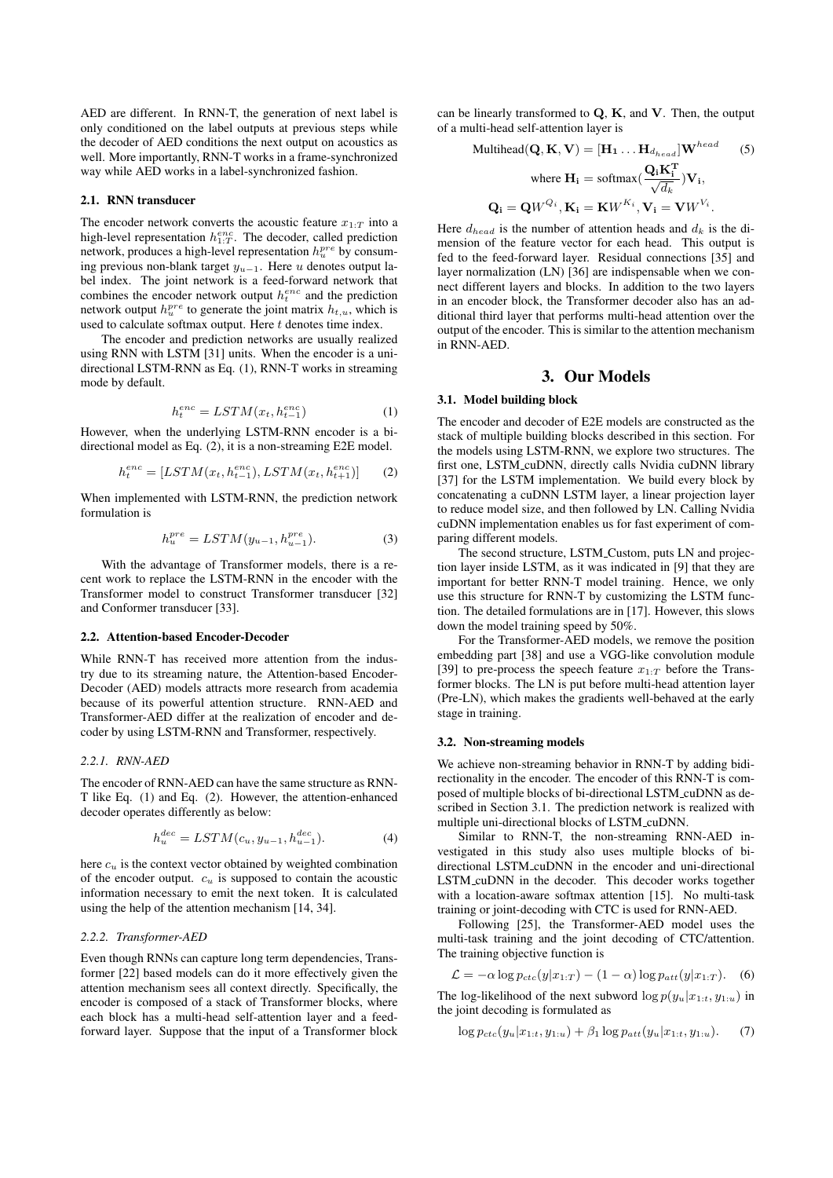AED are different. In RNN-T, the generation of next label is only conditioned on the label outputs at previous steps while the decoder of AED conditions the next output on acoustics as well. More importantly, RNN-T works in a frame-synchronized way while AED works in a label-synchronized fashion.

### 2.1. RNN transducer

The encoder network converts the acoustic feature $x_{1:T}$ into a high-level representation $h_{1:T}^{enc}$. The decoder, called prediction network, produces a high-level representation $h_u^{pre}$ by consuming previous non-blank target $y_{u-1}$. Here $u$ denotes output label index. The joint network is a feed-forward network that combines the encoder network output $h_t^{enc}$ and the prediction network output $h_u^{pre}$ to generate the joint matrix $h_{t,u}$, which is used to calculate softmax output. Here $t$ denotes time index.

The encoder and prediction networks are usually realized using RNN with LSTM [31] units. When the encoder is a unidirectional LSTM-RNN as Eq. (1), RNN-T works in streaming mode by default.

$$h_t^{enc} = LSTM(x_t, h_{t-1}^{enc}) \tag{1}$$

However, when the underlying LSTM-RNN encoder is a bidirectional model as Eq. (2), it is a non-streaming E2E model.

$$h_t^{enc} = [LSTM(x_t, h_{t-1}^{enc}), LSTM(x_t, h_{t+1}^{enc})] \tag{2}$$

When implemented with LSTM-RNN, the prediction network formulation is

$$h_u^{pre} = LSTM(y_{u-1}, h_{u-1}^{pre}). \tag{3}$$

With the advantage of Transformer models, there is a recent work to replace the LSTM-RNN in the encoder with the Transformer model to construct Transformer transducer [32] and Conformer transducer [33].

### 2.2. Attention-based Encoder-Decoder

While RNN-T has received more attention from the industry due to its streaming nature, the Attention-based Encoder-Decoder (AED) models attracts more research from academia because of its powerful attention structure. RNN-AED and Transformer-AED differ at the realization of encoder and decoder by using LSTM-RNN and Transformer, respectively.

#### *2.2.1. RNN-AED*

The encoder of RNN-AED can have the same structure as RNN-T like Eq. (1) and Eq. (2). However, the attention-enhanced decoder operates differently as below:

$$h_u^{dec} = LSTM(c_u, y_{u-1}, h_{u-1}^{dec}). \tag{4}$$

here $c_u$ is the context vector obtained by weighted combination of the encoder output. $c_u$ is supposed to contain the acoustic information necessary to emit the next token. It is calculated using the help of the attention mechanism [14, 34].

#### *2.2.2. Transformer-AED*

Even though RNNs can capture long term dependencies, Transformer [22] based models can do it more effectively given the attention mechanism sees all context directly. Specifically, the encoder is composed of a stack of Transformer blocks, where each block has a multi-head self-attention layer and a feed-forward layer. Suppose that the input of a Transformer block can be linearly transformed to $\mathbf{Q}$, $\mathbf{K}$, and $\mathbf{V}$. Then, the output of a multi-head self-attention layer is

$$\text{Multihead}(\mathbf{Q}, \mathbf{K}, \mathbf{V}) = [\mathbf{H_1} \dots \mathbf{H}_{d_{head}}]\mathbf{W}^{head} \tag{5}$$

$$\text{where } \mathbf{H_i} = \text{softmax}(\frac{\mathbf{Q_i}\mathbf{K_i^T}}{\sqrt{d_k}})\mathbf{V_i},$$

$$\mathbf{Q_i} = \mathbf{Q}W^{Q_i}, \mathbf{K_i} = \mathbf{K}W^{K_i}, \mathbf{V_i} = \mathbf{V}W^{V_i}.$$

Here $d_{head}$ is the number of attention heads and $d_k$ is the dimension of the feature vector for each head. This output is fed to the feed-forward layer. Residual connections [35] and layer normalization (LN) [36] are indispensable when we connect different layers and blocks. In addition to the two layers in an encoder block, the Transformer decoder also has an additional third layer that performs multi-head attention over the output of the encoder. This is similar to the attention mechanism in RNN-AED.

## 3. Our Models

### 3.1. Model building block

The encoder and decoder of E2E models are constructed as the stack of multiple building blocks described in this section. For the models using LSTM-RNN, we explore two structures. The first one, LSTM_cuDNN, directly calls Nvidia cuDNN library [37] for the LSTM implementation. We build every block by concatenating a cuDNN LSTM layer, a linear projection layer to reduce model size, and then followed by LN. Calling Nvidia cuDNN implementation enables us for fast experiment of comparing different models.

The second structure, LSTM_Custom, puts LN and projection layer inside LSTM, as it was indicated in [9] that they are important for better RNN-T model training. Hence, we only use this structure for RNN-T by customizing the LSTM function. The detailed formulations are in [17]. However, this slows down the model training speed by 50%.

For the Transformer-AED models, we remove the position embedding part [38] and use a VGG-like convolution module [39] to pre-process the speech feature $x_{1:T}$ before the Transformer blocks. The LN is put before multi-head attention layer (Pre-LN), which makes the gradients well-behaved at the early stage in training.

### 3.2. Non-streaming models

We achieve non-streaming behavior in RNN-T by adding bidirectionality in the encoder. The encoder of this RNN-T is composed of multiple blocks of bi-directional LSTM_cuDNN as described in Section 3.1. The prediction network is realized with multiple uni-directional blocks of LSTM_cuDNN.

Similar to RNN-T, the non-streaming RNN-AED investigated in this study also uses multiple blocks of bi-directional LSTM_cuDNN in the encoder and uni-directional LSTM_cuDNN in the decoder. This decoder works together with a location-aware softmax attention [15]. No multi-task training or joint-decoding with CTC is used for RNN-AED.

Following [25], the Transformer-AED model uses the multi-task training and the joint decoding of CTC/attention. The training objective function is

$$\mathcal{L} = -\alpha \log p_{ctc}(y|x_{1:T}) - (1-\alpha) \log p_{att}(y|x_{1:T}). \tag{6}$$

The log-likelihood of the next subword $\log p(y_u|x_{1:t}, y_{1:u})$ in the joint decoding is formulated as

$$\log p_{ctc}(y_u|x_{1:t}, y_{1:u}) + \beta_1 \log p_{att}(y_u|x_{1:t}, y_{1:u}). \tag{7}$$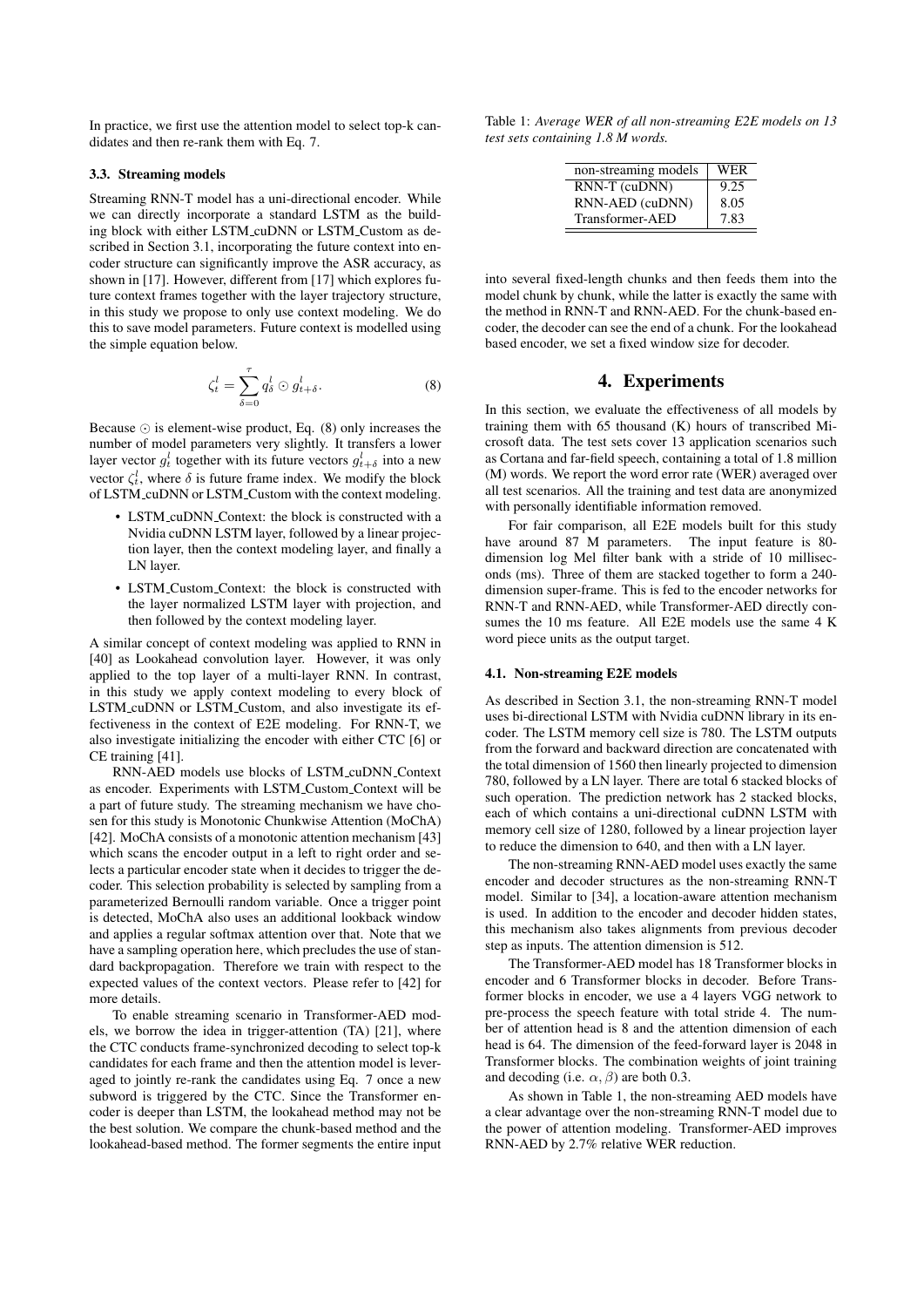In practice, we first use the attention model to select top-k candidates and then re-rank them with Eq. 7.

### 3.3. Streaming models

Streaming RNN-T model has a uni-directional encoder. While we can directly incorporate a standard LSTM as the building block with either LSTM_cuDNN or LSTM_Custom as described in Section 3.1, incorporating the future context into encoder structure can significantly improve the ASR accuracy, as shown in [17]. However, different from [17] which explores future context frames together with the layer trajectory structure, in this study we propose to only use context modeling. We do this to save model parameters. Future context is modelled using the simple equation below.

$$\zeta_t^l = \sum_{\delta=0}^{\tau} q_\delta^l \odot g_{t+\delta}^l. \tag{8}$$

Because $\odot$ is element-wise product, Eq. (8) only increases the number of model parameters very slightly. It transfers a lower layer vector $g_t^l$ together with its future vectors $g_{t+\delta}^l$ into a new vector $\zeta_t^l$, where $\delta$ is future frame index. We modify the block of LSTM_cuDNN or LSTM_Custom with the context modeling.

- LSTM_cuDNN_Context: the block is constructed with a Nvidia cuDNN LSTM layer, followed by a linear projection layer, then the context modeling layer, and finally a LN layer.
- LSTM_Custom_Context: the block is constructed with the layer normalized LSTM layer with projection, and then followed by the context modeling layer.

A similar concept of context modeling was applied to RNN in [40] as Lookahead convolution layer. However, it was only applied to the top layer of a multi-layer RNN. In contrast, in this study we apply context modeling to every block of LSTM_cuDNN or LSTM_Custom, and also investigate its effectiveness in the context of E2E modeling. For RNN-T, we also investigate initializing the encoder with either CTC [6] or CE training [41].

RNN-AED models use blocks of LSTM_cuDNN_Context as encoder. Experiments with LSTM_Custom_Context will be a part of future study. The streaming mechanism we have chosen for this study is Monotonic Chunkwise Attention (MoChA) [42]. MoChA consists of a monotonic attention mechanism [43] which scans the encoder output in a left to right order and selects a particular encoder state when it decides to trigger the decoder. This selection probability is selected by sampling from a parameterized Bernoulli random variable. Once a trigger point is detected, MoChA also uses an additional lookback window and applies a regular softmax attention over that. Note that we have a sampling operation here, which precludes the use of standard backpropagation. Therefore we train with respect to the expected values of the context vectors. Please refer to [42] for more details.

To enable streaming scenario in Transformer-AED models, we borrow the idea in trigger-attention (TA) [21], where the CTC conducts frame-synchronized decoding to select top-k candidates for each frame and then the attention model is leveraged to jointly re-rank the candidates using Eq. 7 once a new subword is triggered by the CTC. Since the Transformer encoder is deeper than LSTM, the lookahead method may not be the best solution. We compare the chunk-based method and the lookahead-based method. The former segments the entire input into several fixed-length chunks and then feeds them into the model chunk by chunk, while the latter is exactly the same with the method in RNN-T and RNN-AED. For the chunk-based encoder, the decoder can see the end of a chunk. For the lookahead based encoder, we set a fixed window size for decoder.

Table 1: *Average WER of all non-streaming E2E models on 13 test sets containing 1.8 M words.*

| non-streaming models | WER |
|---|---|
| RNN-T (cuDNN) | 9.25 |
| RNN-AED (cuDNN) | 8.05 |
| Transformer-AED | 7.83 |

## 4. Experiments

In this section, we evaluate the effectiveness of all models by training them with 65 thousand (K) hours of transcribed Microsoft data. The test sets cover 13 application scenarios such as Cortana and far-field speech, containing a total of 1.8 million (M) words. We report the word error rate (WER) averaged over all test scenarios. All the training and test data are anonymized with personally identifiable information removed.

For fair comparison, all E2E models built for this study have around 87 M parameters. The input feature is 80-dimension log Mel filter bank with a stride of 10 milliseconds (ms). Three of them are stacked together to form a 240-dimension super-frame. This is fed to the encoder networks for RNN-T and RNN-AED, while Transformer-AED directly consumes the 10 ms feature. All E2E models use the same 4 K word piece units as the output target.

### 4.1. Non-streaming E2E models

As described in Section 3.1, the non-streaming RNN-T model uses bi-directional LSTM with Nvidia cuDNN library in its encoder. The LSTM memory cell size is 780. The LSTM outputs from the forward and backward direction are concatenated with the total dimension of 1560 then linearly projected to dimension 780, followed by a LN layer. There are total 6 stacked blocks of such operation. The prediction network has 2 stacked blocks, each of which contains a uni-directional cuDNN LSTM with memory cell size of 1280, followed by a linear projection layer to reduce the dimension to 640, and then with a LN layer.

The non-streaming RNN-AED model uses exactly the same encoder and decoder structures as the non-streaming RNN-T model. Similar to [34], a location-aware attention mechanism is used. In addition to the encoder and decoder hidden states, this mechanism also takes alignments from previous decoder step as inputs. The attention dimension is 512.

The Transformer-AED model has 18 Transformer blocks in encoder and 6 Transformer blocks in decoder. Before Transformer blocks in encoder, we use a 4 layers VGG network to pre-process the speech feature with total stride 4. The number of attention head is 8 and the attention dimension of each head is 64. The dimension of the feed-forward layer is 2048 in Transformer blocks. The combination weights of joint training and decoding (i.e. $\alpha, \beta$) are both 0.3.

As shown in Table 1, the non-streaming AED models have a clear advantage over the non-streaming RNN-T model due to the power of attention modeling. Transformer-AED improves RNN-AED by 2.7% relative WER reduction.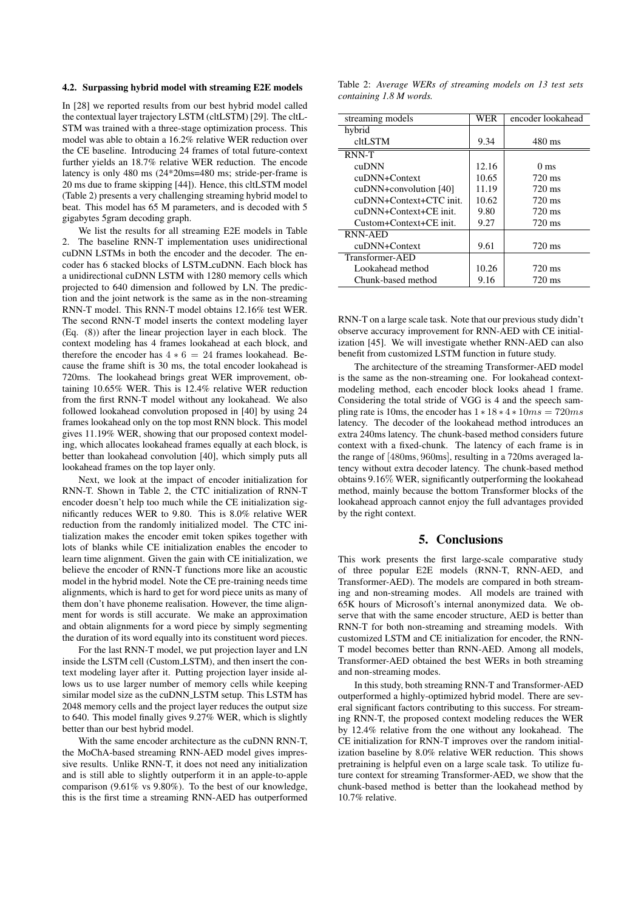### 4.2. Surpassing hybrid model with streaming E2E models

In [28] we reported results from our best hybrid model called the contextual layer trajectory LSTM (cltLSTM) [29]. The cltLSTM was trained with a three-stage optimization process. This model was able to obtain a 16.2% relative WER reduction over the CE baseline. Introducing 24 frames of total future-context further yields an 18.7% relative WER reduction. The encode latency is only 480 ms (24*20ms=480 ms; stride-per-frame is 20 ms due to frame skipping [44]). Hence, this cltLSTM model (Table 2) presents a very challenging streaming hybrid model to beat. This model has 65 M parameters, and is decoded with 5 gigabytes 5gram decoding graph.

We list the results for all streaming E2E models in Table 2. The baseline RNN-T implementation uses unidirectional cuDNN LSTMs in both the encoder and the decoder. The encoder has 6 stacked blocks of LSTM_cuDNN. Each block has a unidirectional cuDNN LSTM with 1280 memory cells which projected to 640 dimension and followed by LN. The prediction and the joint network is the same as in the non-streaming RNN-T model. This RNN-T model obtains 12.16% test WER. The second RNN-T model inserts the context modeling layer (Eq. (8)) after the linear projection layer in each block. The context modeling has 4 frames lookahead at each block, and therefore the encoder has $4 * 6 = 24$ frames lookahead. Because the frame shift is 30 ms, the total encoder lookahead is 720ms. The lookahead brings great WER improvement, obtaining 10.65% WER. This is 12.4% relative WER reduction from the first RNN-T model without any lookahead. We also followed lookahead convolution proposed in [40] by using 24 frames lookahead only on the top most RNN block. This model gives 11.19% WER, showing that our proposed context modeling, which allocates lookahead frames equally at each block, is better than lookahead convolution [40], which simply puts all lookahead frames on the top layer only.

Next, we look at the impact of encoder initialization for RNN-T. Shown in Table 2, the CTC initialization of RNN-T encoder doesn't help too much while the CE initialization significantly reduces WER to 9.80. This is 8.0% relative WER reduction from the randomly initialized model. The CTC initialization makes the encoder emit token spikes together with lots of blanks while CE initialization enables the encoder to learn time alignment. Given the gain with CE initialization, we believe the encoder of RNN-T functions more like an acoustic model in the hybrid model. Note the CE pre-training needs time alignments, which is hard to get for word piece units as many of them don't have phoneme realisation. However, the time alignment for words is still accurate. We make an approximation and obtain alignments for a word piece by simply segmenting the duration of its word equally into its constituent word pieces.

For the last RNN-T model, we put projection layer and LN inside the LSTM cell (Custom_LSTM), and then insert the context modeling layer after it. Putting projection layer inside allows us to use larger number of memory cells while keeping similar model size as the cuDNN_LSTM setup. This LSTM has 2048 memory cells and the project layer reduces the output size to 640. This model finally gives 9.27% WER, which is slightly better than our best hybrid model.

With the same encoder architecture as the cuDNN RNN-T, the MoChA-based streaming RNN-AED model gives impressive results. Unlike RNN-T, it does not need any initialization and is still able to slightly outperform it in an apple-to-apple comparison (9.61% vs 9.80%). To the best of our knowledge, this is the first time a streaming RNN-AED has outperformed RNN-T on a large scale task. Note that our previous study didn't observe accuracy improvement for RNN-AED with CE initialization [45]. We will investigate whether RNN-AED can also benefit from customized LSTM function in future study.

Table 2: *Average WERs of streaming models on 13 test sets containing 1.8 M words.*

| streaming models | WER | encoder lookahead |
|---|---|---|
| hybrid | | |
| cltLSTM | 9.34 | 480 ms |
| RNN-T | | |
| cuDNN | 12.16 | 0 ms |
| cuDNN+Context | 10.65 | 720 ms |
| cuDNN+convolution [40] | 11.19 | 720 ms |
| cuDNN+Context+CTC init. | 10.62 | 720 ms |
| cuDNN+Context+CE init. | 9.80 | 720 ms |
| Custom+Context+CE init. | 9.27 | 720 ms |
| RNN-AED | | |
| cuDNN+Context | 9.61 | 720 ms |
| Transformer-AED | | |
| Lookahead method | 10.26 | 720 ms |
| Chunk-based method | 9.16 | 720 ms |

The architecture of the streaming Transformer-AED model is the same as the non-streaming one. For lookahead context-modeling method, each encoder block looks ahead 1 frame. Considering the total stride of VGG is 4 and the speech sampling rate is 10ms, the encoder has $1 * 18 * 4 * 10ms = 720ms$ latency. The decoder of the lookahead method introduces an extra 240ms latency. The chunk-based method considers future context with a fixed-chunk. The latency of each frame is in the range of [480ms, 960ms], resulting in a 720ms averaged latency without extra decoder latency. The chunk-based method obtains 9.16% WER, significantly outperforming the lookahead method, mainly because the bottom Transformer blocks of the lookahead approach cannot enjoy the full advantages provided by the right context.

## 5. Conclusions

This work presents the first large-scale comparative study of three popular E2E models (RNN-T, RNN-AED, and Transformer-AED). The models are compared in both streaming and non-streaming modes. All models are trained with 65K hours of Microsoft's internal anonymized data. We observe that with the same encoder structure, AED is better than RNN-T for both non-streaming and streaming models. With customized LSTM and CE initialization for encoder, the RNN-T model becomes better than RNN-AED. Among all models, Transformer-AED obtained the best WERs in both streaming and non-streaming modes.

In this study, both streaming RNN-T and Transformer-AED outperformed a highly-optimized hybrid model. There are several significant factors contributing to this success. For streaming RNN-T, the proposed context modeling reduces the WER by 12.4% relative from the one without any lookahead. The CE initialization for RNN-T improves over the random initialization baseline by 8.0% relative WER reduction. This shows pretraining is helpful even on a large scale task. To utilize future context for streaming Transformer-AED, we show that the chunk-based method is better than the lookahead method by 10.7% relative.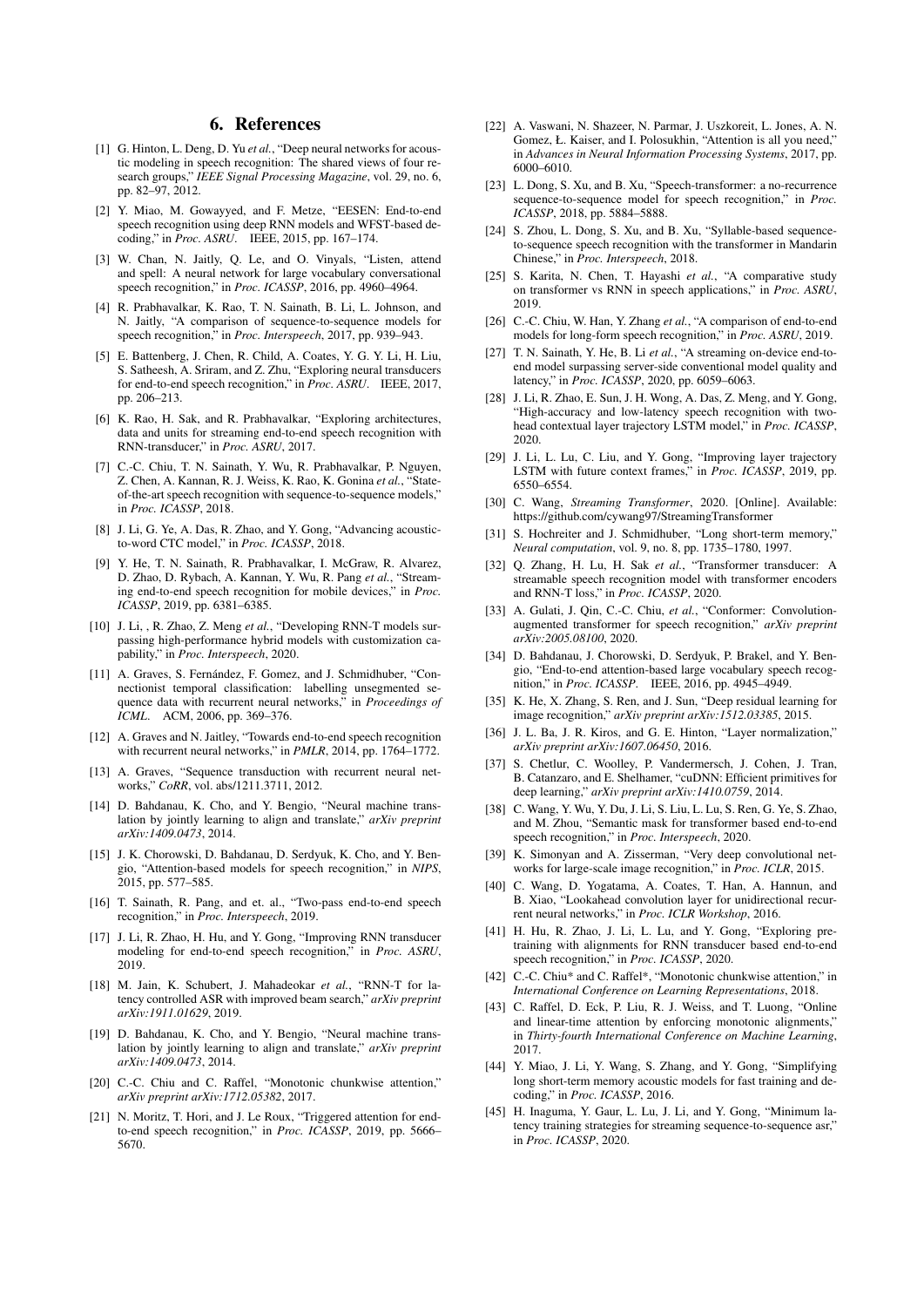## 6. References

[1] G. Hinton, L. Deng, D. Yu *et al.*, "Deep neural networks for acoustic modeling in speech recognition: The shared views of four research groups," *IEEE Signal Processing Magazine*, vol. 29, no. 6, pp. 82–97, 2012.

[2] Y. Miao, M. Gowayyed, and F. Metze, "EESEN: End-to-end speech recognition using deep RNN models and WFST-based decoding," in *Proc. ASRU*. IEEE, 2015, pp. 167–174.

[3] W. Chan, N. Jaitly, Q. Le, and O. Vinyals, "Listen, attend and spell: A neural network for large vocabulary conversational speech recognition," in *Proc. ICASSP*, 2016, pp. 4960–4964.

[4] R. Prabhavalkar, K. Rao, T. N. Sainath, B. Li, L. Johnson, and N. Jaitly, "A comparison of sequence-to-sequence models for speech recognition," in *Proc. Interspeech*, 2017, pp. 939–943.

[5] E. Battenberg, J. Chen, R. Child, A. Coates, Y. G. Y. Li, H. Liu, S. Satheesh, A. Sriram, and Z. Zhu, "Exploring neural transducers for end-to-end speech recognition," in *Proc. ASRU*. IEEE, 2017, pp. 206–213.

[6] K. Rao, H. Sak, and R. Prabhavalkar, "Exploring architectures, data and units for streaming end-to-end speech recognition with RNN-transducer," in *Proc. ASRU*, 2017.

[7] C.-C. Chiu, T. N. Sainath, Y. Wu, R. Prabhavalkar, P. Nguyen, Z. Chen, A. Kannan, R. J. Weiss, K. Rao, K. Gonina *et al.*, "State-of-the-art speech recognition with sequence-to-sequence models," in *Proc. ICASSP*, 2018.

[8] J. Li, G. Ye, A. Das, R. Zhao, and Y. Gong, "Advancing acoustic-to-word CTC model," in *Proc. ICASSP*, 2018.

[9] Y. He, T. N. Sainath, R. Prabhavalkar, I. McGraw, R. Alvarez, D. Zhao, D. Rybach, A. Kannan, Y. Wu, R. Pang *et al.*, "Streaming end-to-end speech recognition for mobile devices," in *Proc. ICASSP*, 2019, pp. 6381–6385.

[10] J. Li, , R. Zhao, Z. Meng *et al.*, "Developing RNN-T models surpassing high-performance hybrid models with customization capability," in *Proc. Interspeech*, 2020.

[11] A. Graves, S. Fernández, F. Gomez, and J. Schmidhuber, "Connectionist temporal classification: labelling unsegmented sequence data with recurrent neural networks," in *Proceedings of ICML*. ACM, 2006, pp. 369–376.

[12] A. Graves and N. Jaitley, "Towards end-to-end speech recognition with recurrent neural networks," in *PMLR*, 2014, pp. 1764–1772.

[13] A. Graves, "Sequence transduction with recurrent neural networks," *CoRR*, vol. abs/1211.3711, 2012.

[14] D. Bahdanau, K. Cho, and Y. Bengio, "Neural machine translation by jointly learning to align and translate," *arXiv preprint arXiv:1409.0473*, 2014.

[15] J. K. Chorowski, D. Bahdanau, D. Serdyuk, K. Cho, and Y. Bengio, "Attention-based models for speech recognition," in *NIPS*, 2015, pp. 577–585.

[16] T. Sainath, R. Pang, and et. al., "Two-pass end-to-end speech recognition," in *Proc. Interspeech*, 2019.

[17] J. Li, R. Zhao, H. Hu, and Y. Gong, "Improving RNN transducer modeling for end-to-end speech recognition," in *Proc. ASRU*, 2019.

[18] M. Jain, K. Schubert, J. Mahadeokar *et al.*, "RNN-T for latency controlled ASR with improved beam search," *arXiv preprint arXiv:1911.01629*, 2019.

[19] D. Bahdanau, K. Cho, and Y. Bengio, "Neural machine translation by jointly learning to align and translate," *arXiv preprint arXiv:1409.0473*, 2014.

[20] C.-C. Chiu and C. Raffel, "Monotonic chunkwise attention," *arXiv preprint arXiv:1712.05382*, 2017.

[21] N. Moritz, T. Hori, and J. Le Roux, "Triggered attention for end-to-end speech recognition," in *Proc. ICASSP*, 2019, pp. 5666–5670.

[22] A. Vaswani, N. Shazeer, N. Parmar, J. Uszkoreit, L. Jones, A. N. Gomez, Ł. Kaiser, and I. Polosukhin, "Attention is all you need," in *Advances in Neural Information Processing Systems*, 2017, pp. 6000–6010.

[23] L. Dong, S. Xu, and B. Xu, "Speech-transformer: a no-recurrence sequence-to-sequence model for speech recognition," in *Proc. ICASSP*, 2018, pp. 5884–5888.

[24] S. Zhou, L. Dong, S. Xu, and B. Xu, "Syllable-based sequence-to-sequence speech recognition with the transformer in Mandarin Chinese," in *Proc. Interspeech*, 2018.

[25] S. Karita, N. Chen, T. Hayashi *et al.*, "A comparative study on transformer vs RNN in speech applications," in *Proc. ASRU*, 2019.

[26] C.-C. Chiu, W. Han, Y. Zhang *et al.*, "A comparison of end-to-end models for long-form speech recognition," in *Proc. ASRU*, 2019.

[27] T. N. Sainath, Y. He, B. Li *et al.*, "A streaming on-device end-to-end model surpassing server-side conventional model quality and latency," in *Proc. ICASSP*, 2020, pp. 6059–6063.

[28] J. Li, R. Zhao, E. Sun, J. H. Wong, A. Das, Z. Meng, and Y. Gong, "High-accuracy and low-latency speech recognition with two-head contextual layer trajectory LSTM model," in *Proc. ICASSP*, 2020.

[29] J. Li, L. Lu, C. Liu, and Y. Gong, "Improving layer trajectory LSTM with future context frames," in *Proc. ICASSP*, 2019, pp. 6550–6554.

[30] C. Wang, *Streaming Transformer*, 2020. [Online]. Available: https://github.com/cywang97/StreamingTransformer

[31] S. Hochreiter and J. Schmidhuber, "Long short-term memory," *Neural computation*, vol. 9, no. 8, pp. 1735–1780, 1997.

[32] Q. Zhang, H. Lu, H. Sak *et al.*, "Transformer transducer: A streamable speech recognition model with transformer encoders and RNN-T loss," in *Proc. ICASSP*, 2020.

[33] A. Gulati, J. Qin, C.-C. Chiu, *et al.*, "Conformer: Convolution-augmented transformer for speech recognition," *arXiv preprint arXiv:2005.08100*, 2020.

[34] D. Bahdanau, J. Chorowski, D. Serdyuk, P. Brakel, and Y. Bengio, "End-to-end attention-based large vocabulary speech recognition," in *Proc. ICASSP*. IEEE, 2016, pp. 4945–4949.

[35] K. He, X. Zhang, S. Ren, and J. Sun, "Deep residual learning for image recognition," *arXiv preprint arXiv:1512.03385*, 2015.

[36] J. L. Ba, J. R. Kiros, and G. E. Hinton, "Layer normalization," *arXiv preprint arXiv:1607.06450*, 2016.

[37] S. Chetlur, C. Woolley, P. Vandermersch, J. Cohen, J. Tran, B. Catanzaro, and E. Shelhamer, "cuDNN: Efficient primitives for deep learning," *arXiv preprint arXiv:1410.0759*, 2014.

[38] C. Wang, Y. Wu, Y. Du, J. Li, S. Liu, L. Lu, S. Ren, G. Ye, S. Zhao, and M. Zhou, "Semantic mask for transformer based end-to-end speech recognition," in *Proc. Interspeech*, 2020.

[39] K. Simonyan and A. Zisserman, "Very deep convolutional networks for large-scale image recognition," in *Proc. ICLR*, 2015.

[40] C. Wang, D. Yogatama, A. Coates, T. Han, A. Hannun, and B. Xiao, "Lookahead convolution layer for unidirectional recurrent neural networks," in *Proc. ICLR Workshop*, 2016.

[41] H. Hu, R. Zhao, J. Li, L. Lu, and Y. Gong, "Exploring pre-training with alignments for RNN transducer based end-to-end speech recognition," in *Proc. ICASSP*, 2020.

[42] C.-C. Chiu* and C. Raffel*, "Monotonic chunkwise attention," in *International Conference on Learning Representations*, 2018.

[43] C. Raffel, D. Eck, P. Liu, R. J. Weiss, and T. Luong, "Online and linear-time attention by enforcing monotonic alignments," in *Thirty-fourth International Conference on Machine Learning*, 2017.

[44] Y. Miao, J. Li, Y. Wang, S. Zhang, and Y. Gong, "Simplifying long short-term memory acoustic models for fast training and decoding," in *Proc. ICASSP*, 2016.

[45] H. Inaguma, Y. Gaur, L. Lu, J. Li, and Y. Gong, "Minimum latency training strategies for streaming sequence-to-sequence asr," in *Proc. ICASSP*, 2020.